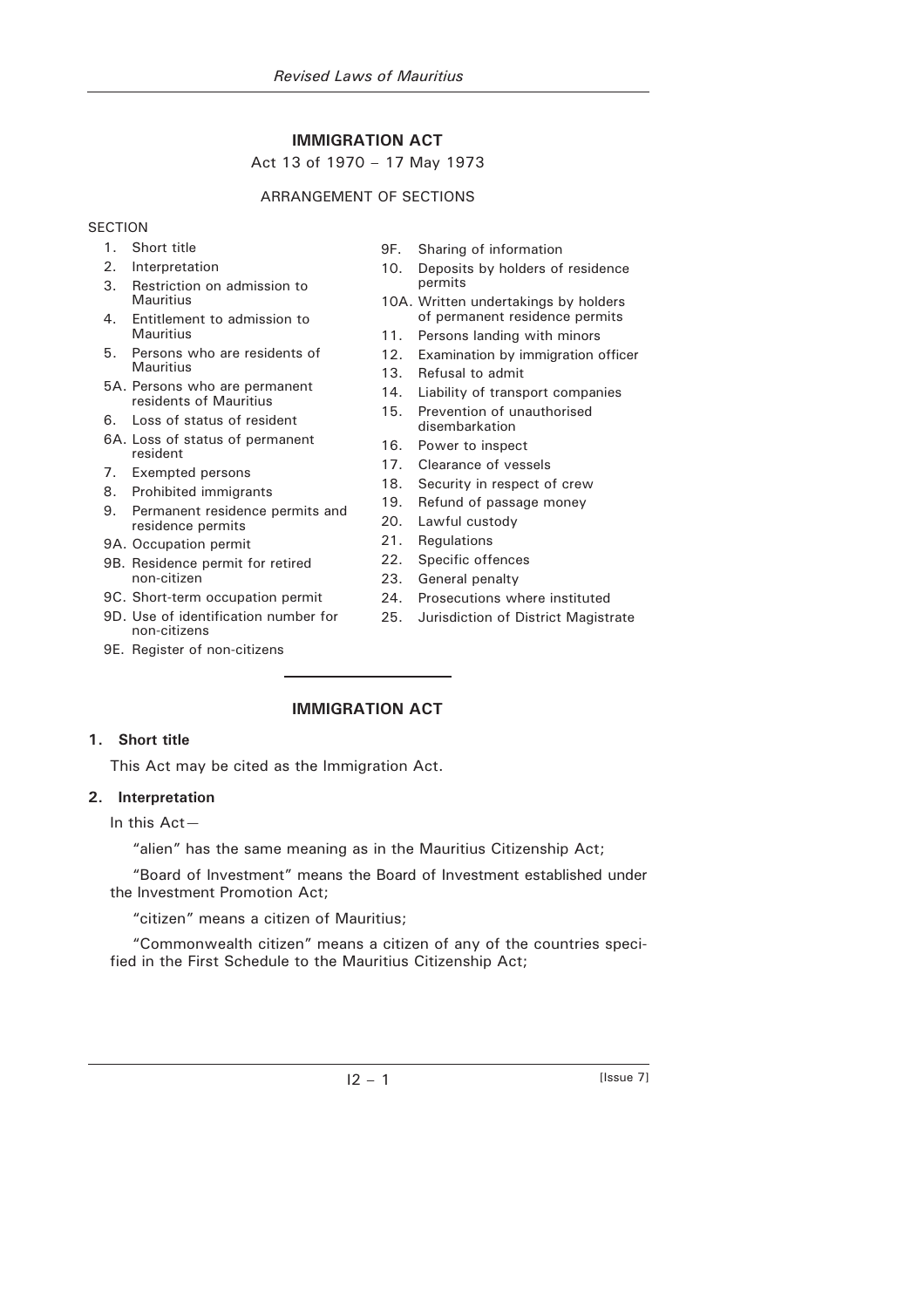# IMMIGRATION ACT

Act 13 of 1970 – 17 May 1973

ARRANGEMENT OF SECTIONS

SECTION

1. Short title
2. Interpretation
3. Restriction on admission to Mauritius
4. Entitlement to admission to Mauritius
5. Persons who are residents of Mauritius

5A. Persons who are permanent residents of Mauritius

6. Loss of status of resident

6A. Loss of status of permanent resident

7. Exempted persons
8. Prohibited immigrants
9. Permanent residence permits and residence permits

9A. Occupation permit

9B. Residence permit for retired non-citizen

9C. Short-term occupation permit

9D. Use of identification number for non-citizens

9E. Register of non-citizens

9F. Sharing of information

10. Deposits by holders of residence permits

10A. Written undertakings by holders of permanent residence permits

11. Persons landing with minors
12. Examination by immigration officer
13. Refusal to admit
14. Liability of transport companies
15. Prevention of unauthorised disembarkation
16. Power to inspect
17. Clearance of vessels
18. Security in respect of crew
19. Refund of passage money
20. Lawful custody
21. Regulations
22. Specific offences
23. General penalty
24. Prosecutions where instituted
25. Jurisdiction of District Magistrate

---

## IMMIGRATION ACT

### 1. Short title

This Act may be cited as the Immigration Act.

### 2. Interpretation

In this Act—

"alien" has the same meaning as in the Mauritius Citizenship Act;

"Board of Investment" means the Board of Investment established under the Investment Promotion Act;

"citizen" means a citizen of Mauritius;

"Commonwealth citizen" means a citizen of any of the countries specified in the First Schedule to the Mauritius Citizenship Act;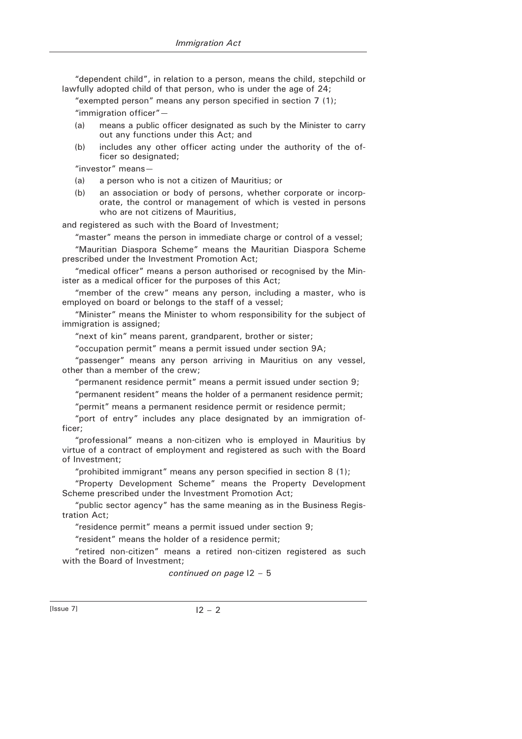"dependent child", in relation to a person, means the child, stepchild or lawfully adopted child of that person, who is under the age of 24;

"exempted person" means any person specified in section 7 (1);

"immigration officer"—

(a) means a public officer designated as such by the Minister to carry out any functions under this Act; and

(b) includes any other officer acting under the authority of the officer so designated;

"investor" means—

(a) a person who is not a citizen of Mauritius; or

(b) an association or body of persons, whether corporate or incorporate, the control or management of which is vested in persons who are not citizens of Mauritius,

and registered as such with the Board of Investment;

"master" means the person in immediate charge or control of a vessel;

"Mauritian Diaspora Scheme" means the Mauritian Diaspora Scheme prescribed under the Investment Promotion Act;

"medical officer" means a person authorised or recognised by the Minister as a medical officer for the purposes of this Act;

"member of the crew" means any person, including a master, who is employed on board or belongs to the staff of a vessel;

"Minister" means the Minister to whom responsibility for the subject of immigration is assigned;

"next of kin" means parent, grandparent, brother or sister;

"occupation permit" means a permit issued under section 9A;

"passenger" means any person arriving in Mauritius on any vessel, other than a member of the crew;

"permanent residence permit" means a permit issued under section 9;

"permanent resident" means the holder of a permanent residence permit;

"permit" means a permanent residence permit or residence permit;

"port of entry" includes any place designated by an immigration officer;

"professional" means a non-citizen who is employed in Mauritius by virtue of a contract of employment and registered as such with the Board of Investment;

"prohibited immigrant" means any person specified in section 8 (1);

"Property Development Scheme" means the Property Development Scheme prescribed under the Investment Promotion Act;

"public sector agency" has the same meaning as in the Business Registration Act;

"residence permit" means a permit issued under section 9;

"resident" means the holder of a residence permit;

"retired non-citizen" means a retired non-citizen registered as such with the Board of Investment;

*continued on page* I2 – 5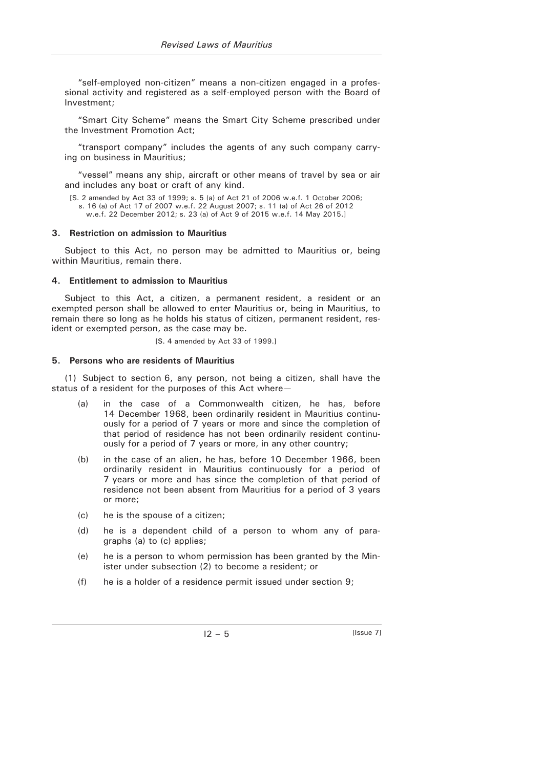"self-employed non-citizen" means a non-citizen engaged in a professional activity and registered as a self-employed person with the Board of Investment;

"Smart City Scheme" means the Smart City Scheme prescribed under the Investment Promotion Act;

"transport company" includes the agents of any such company carrying on business in Mauritius;

"vessel" means any ship, aircraft or other means of travel by sea or air and includes any boat or craft of any kind.

[S. 2 amended by Act 33 of 1999; s. 5 (a) of Act 21 of 2006 w.e.f. 1 October 2006; s. 16 (a) of Act 17 of 2007 w.e.f. 22 August 2007; s. 11 (a) of Act 26 of 2012 w.e.f. 22 December 2012; s. 23 (a) of Act 9 of 2015 w.e.f. 14 May 2015.]

### 3. Restriction on admission to Mauritius

Subject to this Act, no person may be admitted to Mauritius or, being within Mauritius, remain there.

### 4. Entitlement to admission to Mauritius

Subject to this Act, a citizen, a permanent resident, a resident or an exempted person shall be allowed to enter Mauritius or, being in Mauritius, to remain there so long as he holds his status of citizen, permanent resident, resident or exempted person, as the case may be.

[S. 4 amended by Act 33 of 1999.]

### 5. Persons who are residents of Mauritius

(1) Subject to section 6, any person, not being a citizen, shall have the status of a resident for the purposes of this Act where—

(a) in the case of a Commonwealth citizen, he has, before 14 December 1968, been ordinarily resident in Mauritius continuously for a period of 7 years or more and since the completion of that period of residence has not been ordinarily resident continuously for a period of 7 years or more, in any other country;

(b) in the case of an alien, he has, before 10 December 1966, been ordinarily resident in Mauritius continuously for a period of 7 years or more and has since the completion of that period of residence not been absent from Mauritius for a period of 3 years or more;

(c) he is the spouse of a citizen;

(d) he is a dependent child of a person to whom any of paragraphs (a) to (c) applies;

(e) he is a person to whom permission has been granted by the Minister under subsection (2) to become a resident; or

(f) he is a holder of a residence permit issued under section 9;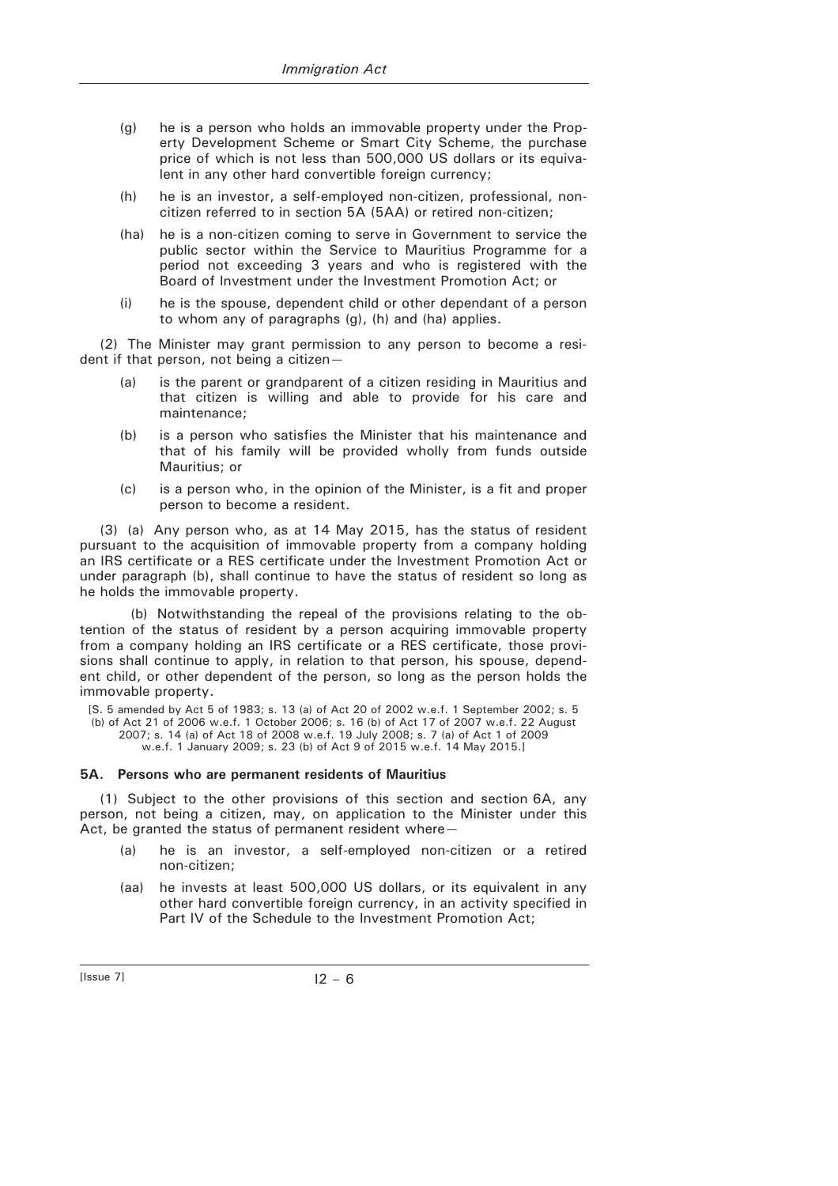(g) he is a person who holds an immovable property under the Property Development Scheme or Smart City Scheme, the purchase price of which is not less than 500,000 US dollars or its equivalent in any other hard convertible foreign currency;

(h) he is an investor, a self-employed non-citizen, professional, non-citizen referred to in section 5A (5AA) or retired non-citizen;

(ha) he is a non-citizen coming to serve in Government to service the public sector within the Service to Mauritius Programme for a period not exceeding 3 years and who is registered with the Board of Investment under the Investment Promotion Act; or

(i) he is the spouse, dependent child or other dependant of a person to whom any of paragraphs (g), (h) and (ha) applies.

(2) The Minister may grant permission to any person to become a resident if that person, not being a citizen—

(a) is the parent or grandparent of a citizen residing in Mauritius and that citizen is willing and able to provide for his care and maintenance;

(b) is a person who satisfies the Minister that his maintenance and that of his family will be provided wholly from funds outside Mauritius; or

(c) is a person who, in the opinion of the Minister, is a fit and proper person to become a resident.

(3) (a) Any person who, as at 14 May 2015, has the status of resident pursuant to the acquisition of immovable property from a company holding an IRS certificate or a RES certificate under the Investment Promotion Act or under paragraph (b), shall continue to have the status of resident so long as he holds the immovable property.

(b) Notwithstanding the repeal of the provisions relating to the obtention of the status of resident by a person acquiring immovable property from a company holding an IRS certificate or a RES certificate, those provisions shall continue to apply, in relation to that person, his spouse, dependent child, or other dependent of the person, so long as the person holds the immovable property.

[S. 5 amended by Act 5 of 1983; s. 13 (a) of Act 20 of 2002 w.e.f. 1 September 2002; s. 5 (b) of Act 21 of 2006 w.e.f. 1 October 2006; s. 16 (b) of Act 17 of 2007 w.e.f. 22 August 2007; s. 14 (a) of Act 18 of 2008 w.e.f. 19 July 2008; s. 7 (a) of Act 1 of 2009 w.e.f. 1 January 2009; s. 23 (b) of Act 9 of 2015 w.e.f. 14 May 2015.]

**5A. Persons who are permanent residents of Mauritius**

(1) Subject to the other provisions of this section and section 6A, any person, not being a citizen, may, on application to the Minister under this Act, be granted the status of permanent resident where—

(a) he is an investor, a self-employed non-citizen or a retired non-citizen;

(aa) he invests at least 500,000 US dollars, or its equivalent in any other hard convertible foreign currency, in an activity specified in Part IV of the Schedule to the Investment Promotion Act;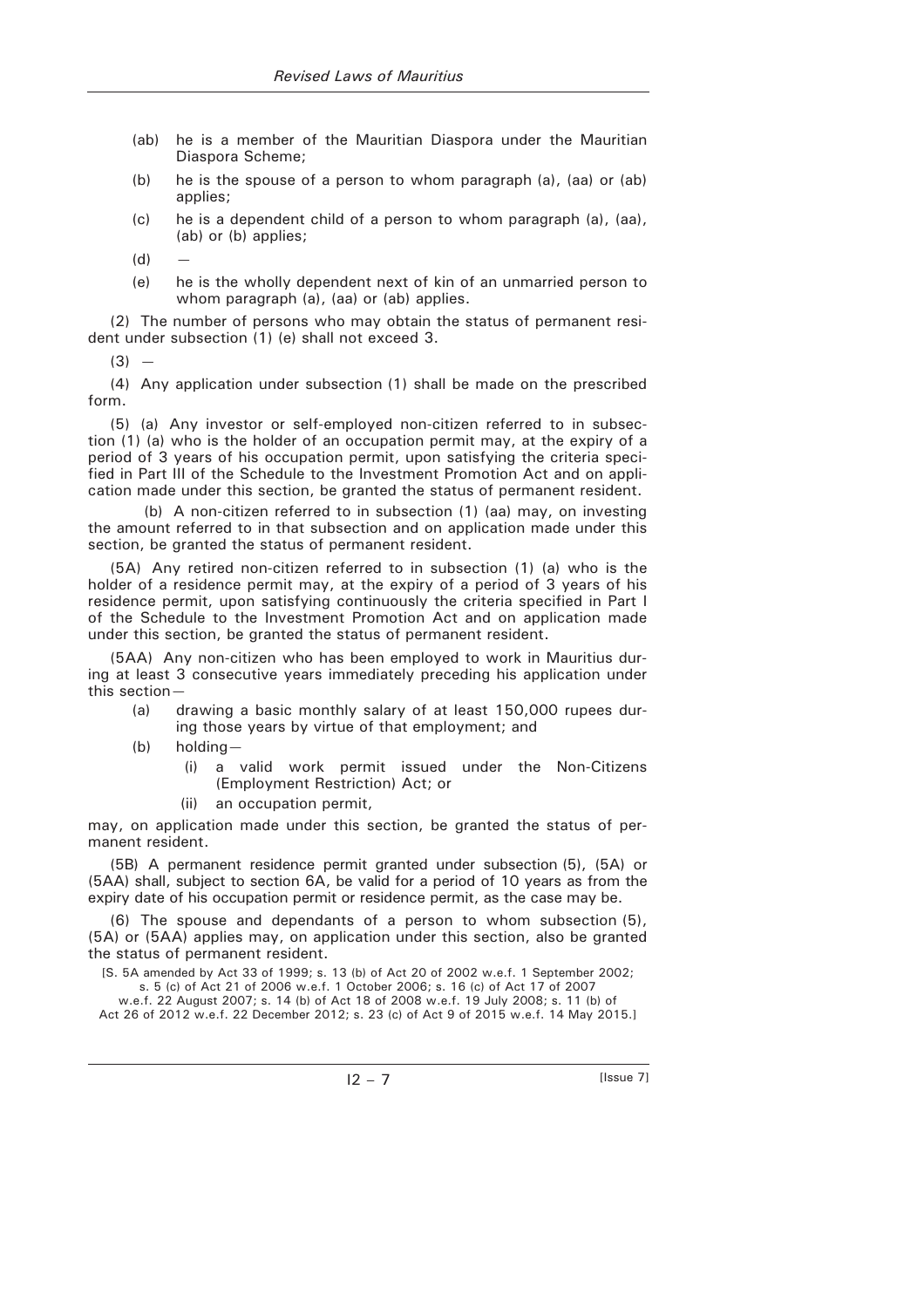- (ab) he is a member of the Mauritian Diaspora under the Mauritian Diaspora Scheme;
- (b) he is the spouse of a person to whom paragraph (a), (aa) or (ab) applies;
- (c) he is a dependent child of a person to whom paragraph (a), (aa), (ab) or (b) applies;
- (d) —
- (e) he is the wholly dependent next of kin of an unmarried person to whom paragraph (a), (aa) or (ab) applies.

(2) The number of persons who may obtain the status of permanent resident under subsection (1) (e) shall not exceed 3.

(3) —

(4) Any application under subsection (1) shall be made on the prescribed form.

(5) (a) Any investor or self-employed non-citizen referred to in subsection (1) (a) who is the holder of an occupation permit may, at the expiry of a period of 3 years of his occupation permit, upon satisfying the criteria specified in Part III of the Schedule to the Investment Promotion Act and on application made under this section, be granted the status of permanent resident.

(b) A non-citizen referred to in subsection (1) (aa) may, on investing the amount referred to in that subsection and on application made under this section, be granted the status of permanent resident.

(5A) Any retired non-citizen referred to in subsection (1) (a) who is the holder of a residence permit may, at the expiry of a period of 3 years of his residence permit, upon satisfying continuously the criteria specified in Part I of the Schedule to the Investment Promotion Act and on application made under this section, be granted the status of permanent resident.

(5AA) Any non-citizen who has been employed to work in Mauritius during at least 3 consecutive years immediately preceding his application under this section—

- (a) drawing a basic monthly salary of at least 150,000 rupees during those years by virtue of that employment; and
- (b) holding—
  - (i) a valid work permit issued under the Non-Citizens (Employment Restriction) Act; or
  - (ii) an occupation permit,

may, on application made under this section, be granted the status of permanent resident.

(5B) A permanent residence permit granted under subsection (5), (5A) or (5AA) shall, subject to section 6A, be valid for a period of 10 years as from the expiry date of his occupation permit or residence permit, as the case may be.

(6) The spouse and dependants of a person to whom subsection (5), (5A) or (5AA) applies may, on application under this section, also be granted the status of permanent resident.

[S. 5A amended by Act 33 of 1999; s. 13 (b) of Act 20 of 2002 w.e.f. 1 September 2002; s. 5 (c) of Act 21 of 2006 w.e.f. 1 October 2006; s. 16 (c) of Act 17 of 2007 w.e.f. 22 August 2007; s. 14 (b) of Act 18 of 2008 w.e.f. 19 July 2008; s. 11 (b) of Act 26 of 2012 w.e.f. 22 December 2012; s. 23 (c) of Act 9 of 2015 w.e.f. 14 May 2015.]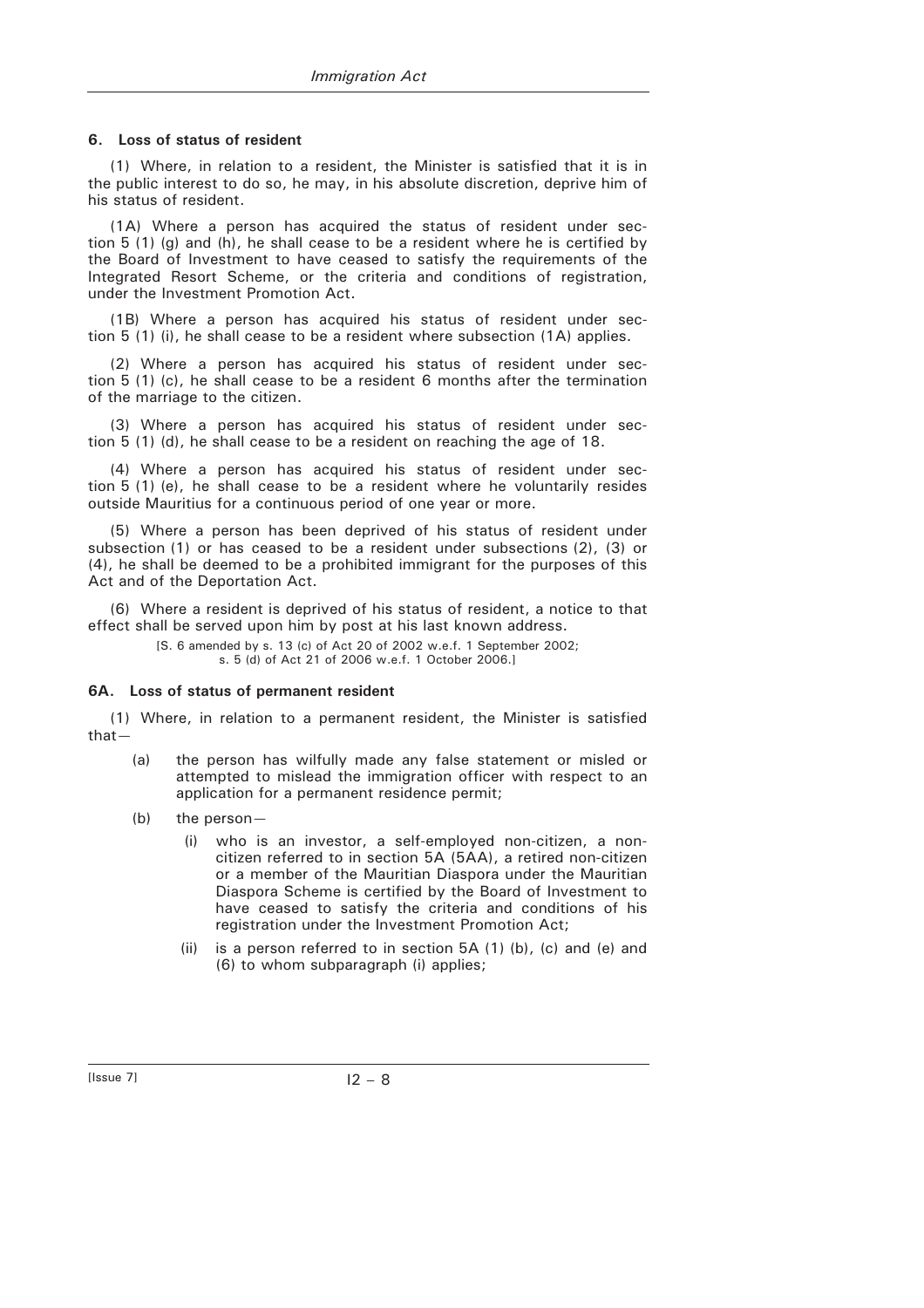#### 6. Loss of status of resident

(1) Where, in relation to a resident, the Minister is satisfied that it is in the public interest to do so, he may, in his absolute discretion, deprive him of his status of resident.

(1A) Where a person has acquired the status of resident under section 5 (1) (g) and (h), he shall cease to be a resident where he is certified by the Board of Investment to have ceased to satisfy the requirements of the Integrated Resort Scheme, or the criteria and conditions of registration, under the Investment Promotion Act.

(1B) Where a person has acquired his status of resident under section 5 (1) (i), he shall cease to be a resident where subsection (1A) applies.

(2) Where a person has acquired his status of resident under section 5 (1) (c), he shall cease to be a resident 6 months after the termination of the marriage to the citizen.

(3) Where a person has acquired his status of resident under section 5 (1) (d), he shall cease to be a resident on reaching the age of 18.

(4) Where a person has acquired his status of resident under section 5 (1) (e), he shall cease to be a resident where he voluntarily resides outside Mauritius for a continuous period of one year or more.

(5) Where a person has been deprived of his status of resident under subsection (1) or has ceased to be a resident under subsections (2), (3) or (4), he shall be deemed to be a prohibited immigrant for the purposes of this Act and of the Deportation Act.

(6) Where a resident is deprived of his status of resident, a notice to that effect shall be served upon him by post at his last known address.

[S. 6 amended by s. 13 (c) of Act 20 of 2002 w.e.f. 1 September 2002; s. 5 (d) of Act 21 of 2006 w.e.f. 1 October 2006.]

#### 6A. Loss of status of permanent resident

(1) Where, in relation to a permanent resident, the Minister is satisfied that—

- (a) the person has wilfully made any false statement or misled or attempted to mislead the immigration officer with respect to an application for a permanent residence permit;
- (b) the person—
  - (i) who is an investor, a self-employed non-citizen, a non-citizen referred to in section 5A (5AA), a retired non-citizen or a member of the Mauritian Diaspora under the Mauritian Diaspora Scheme is certified by the Board of Investment to have ceased to satisfy the criteria and conditions of his registration under the Investment Promotion Act;
  - (ii) is a person referred to in section 5A (1) (b), (c) and (e) and (6) to whom subparagraph (i) applies;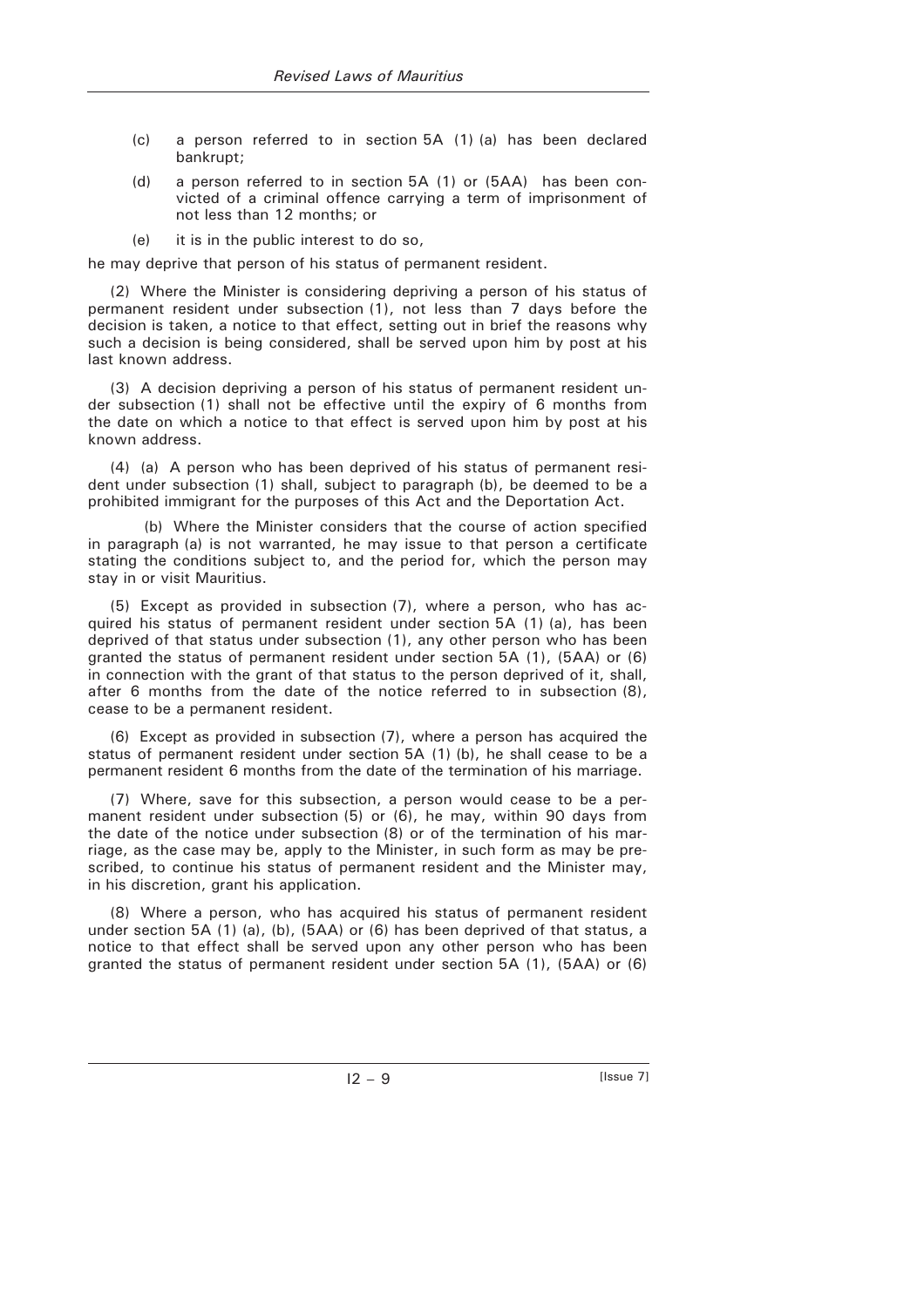(c) a person referred to in section 5A (1) (a) has been declared bankrupt;

(d) a person referred to in section 5A (1) or (5AA) has been convicted of a criminal offence carrying a term of imprisonment of not less than 12 months; or

(e) it is in the public interest to do so,

he may deprive that person of his status of permanent resident.

(2) Where the Minister is considering depriving a person of his status of permanent resident under subsection (1), not less than 7 days before the decision is taken, a notice to that effect, setting out in brief the reasons why such a decision is being considered, shall be served upon him by post at his last known address.

(3) A decision depriving a person of his status of permanent resident under subsection (1) shall not be effective until the expiry of 6 months from the date on which a notice to that effect is served upon him by post at his known address.

(4) (a) A person who has been deprived of his status of permanent resident under subsection (1) shall, subject to paragraph (b), be deemed to be a prohibited immigrant for the purposes of this Act and the Deportation Act.

(b) Where the Minister considers that the course of action specified in paragraph (a) is not warranted, he may issue to that person a certificate stating the conditions subject to, and the period for, which the person may stay in or visit Mauritius.

(5) Except as provided in subsection (7), where a person, who has acquired his status of permanent resident under section 5A (1) (a), has been deprived of that status under subsection (1), any other person who has been granted the status of permanent resident under section 5A (1), (5AA) or (6) in connection with the grant of that status to the person deprived of it, shall, after 6 months from the date of the notice referred to in subsection (8), cease to be a permanent resident.

(6) Except as provided in subsection (7), where a person has acquired the status of permanent resident under section 5A (1) (b), he shall cease to be a permanent resident 6 months from the date of the termination of his marriage.

(7) Where, save for this subsection, a person would cease to be a permanent resident under subsection (5) or (6), he may, within 90 days from the date of the notice under subsection (8) or of the termination of his marriage, as the case may be, apply to the Minister, in such form as may be prescribed, to continue his status of permanent resident and the Minister may, in his discretion, grant his application.

(8) Where a person, who has acquired his status of permanent resident under section 5A (1) (a), (b), (5AA) or (6) has been deprived of that status, a notice to that effect shall be served upon any other person who has been granted the status of permanent resident under section 5A (1), (5AA) or (6)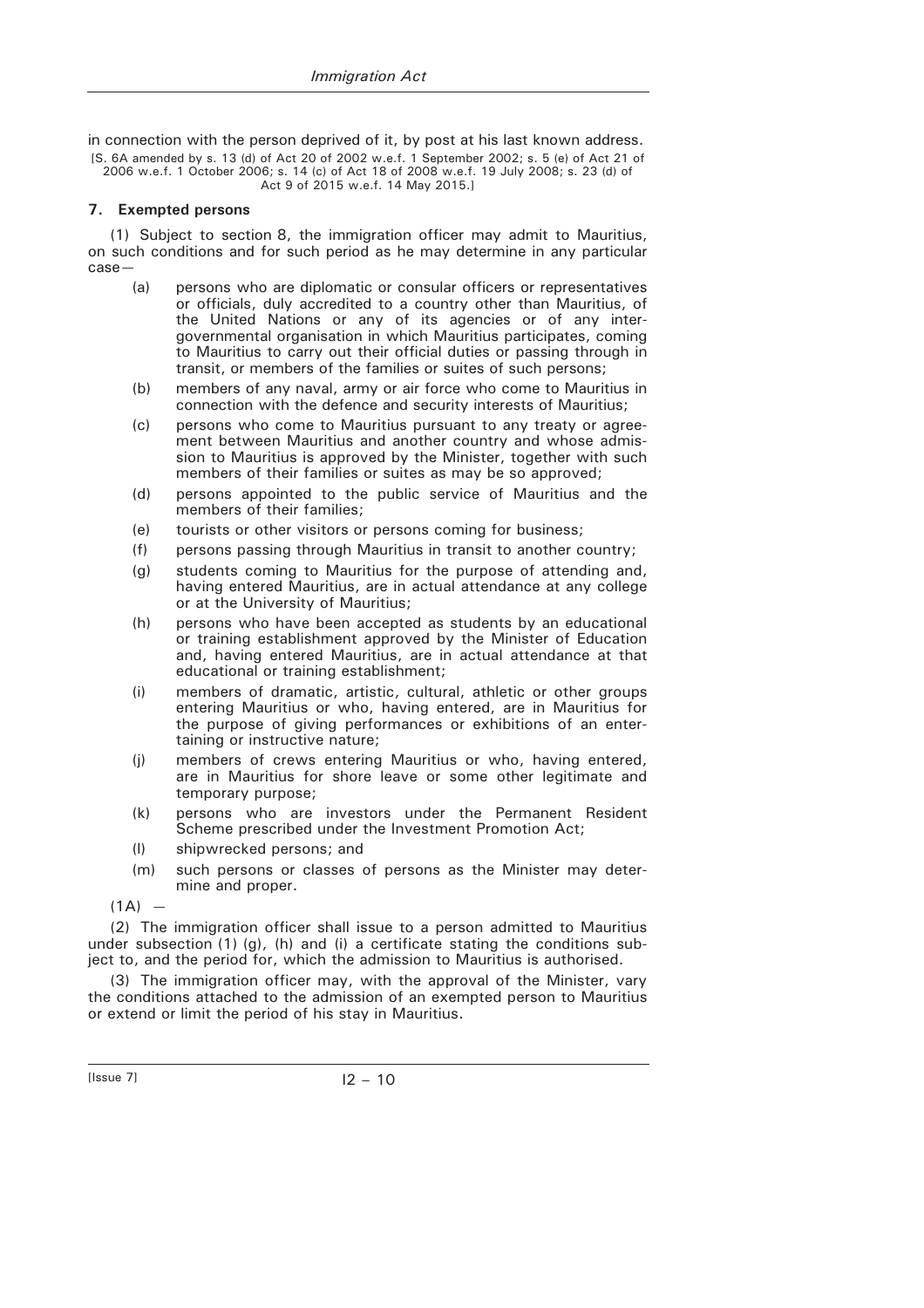in connection with the person deprived of it, by post at his last known address.

[S. 6A amended by s. 13 (d) of Act 20 of 2002 w.e.f. 1 September 2002; s. 5 (e) of Act 21 of 2006 w.e.f. 1 October 2006; s. 14 (c) of Act 18 of 2008 w.e.f. 19 July 2008; s. 23 (d) of Act 9 of 2015 w.e.f. 14 May 2015.]

**7. Exempted persons**

(1) Subject to section 8, the immigration officer may admit to Mauritius, on such conditions and for such period as he may determine in any particular case—

- (a) persons who are diplomatic or consular officers or representatives or officials, duly accredited to a country other than Mauritius, of the United Nations or any of its agencies or of any intergovernmental organisation in which Mauritius participates, coming to Mauritius to carry out their official duties or passing through in transit, or members of the families or suites of such persons;
- (b) members of any naval, army or air force who come to Mauritius in connection with the defence and security interests of Mauritius;
- (c) persons who come to Mauritius pursuant to any treaty or agreement between Mauritius and another country and whose admission to Mauritius is approved by the Minister, together with such members of their families or suites as may be so approved;
- (d) persons appointed to the public service of Mauritius and the members of their families;
- (e) tourists or other visitors or persons coming for business;
- (f) persons passing through Mauritius in transit to another country;
- (g) students coming to Mauritius for the purpose of attending and, having entered Mauritius, are in actual attendance at any college or at the University of Mauritius;
- (h) persons who have been accepted as students by an educational or training establishment approved by the Minister of Education and, having entered Mauritius, are in actual attendance at that educational or training establishment;
- (i) members of dramatic, artistic, cultural, athletic or other groups entering Mauritius or who, having entered, are in Mauritius for the purpose of giving performances or exhibitions of an entertaining or instructive nature;
- (j) members of crews entering Mauritius or who, having entered, are in Mauritius for shore leave or some other legitimate and temporary purpose;
- (k) persons who are investors under the Permanent Resident Scheme prescribed under the Investment Promotion Act;
- (l) shipwrecked persons; and
- (m) such persons or classes of persons as the Minister may determine and proper.

(1A) —

(2) The immigration officer shall issue to a person admitted to Mauritius under subsection (1) (g), (h) and (i) a certificate stating the conditions subject to, and the period for, which the admission to Mauritius is authorised.

(3) The immigration officer may, with the approval of the Minister, vary the conditions attached to the admission of an exempted person to Mauritius or extend or limit the period of his stay in Mauritius.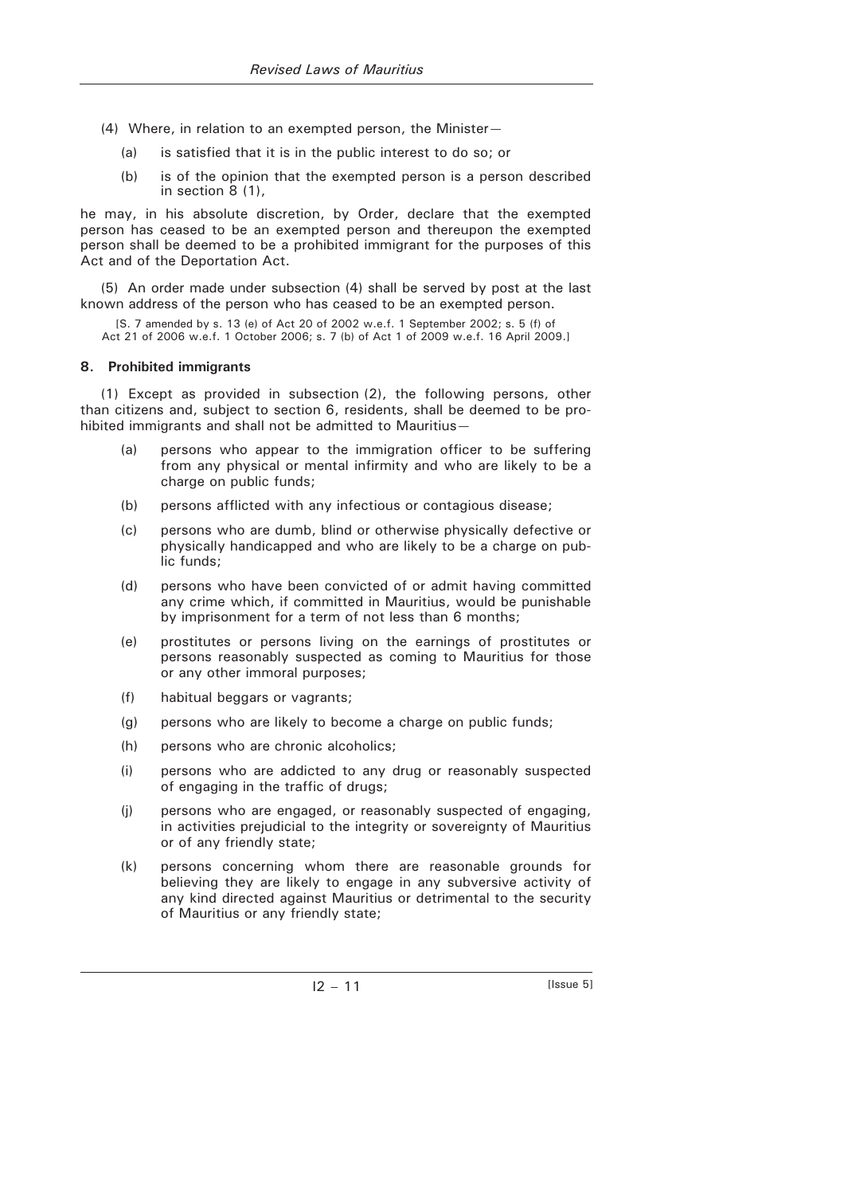(4) Where, in relation to an exempted person, the Minister—

(a) is satisfied that it is in the public interest to do so; or

(b) is of the opinion that the exempted person is a person described in section 8 (1),

he may, in his absolute discretion, by Order, declare that the exempted person has ceased to be an exempted person and thereupon the exempted person shall be deemed to be a prohibited immigrant for the purposes of this Act and of the Deportation Act.

(5) An order made under subsection (4) shall be served by post at the last known address of the person who has ceased to be an exempted person.

[S. 7 amended by s. 13 (e) of Act 20 of 2002 w.e.f. 1 September 2002; s. 5 (f) of Act 21 of 2006 w.e.f. 1 October 2006; s. 7 (b) of Act 1 of 2009 w.e.f. 16 April 2009.]

### 8. Prohibited immigrants

(1) Except as provided in subsection (2), the following persons, other than citizens and, subject to section 6, residents, shall be deemed to be prohibited immigrants and shall not be admitted to Mauritius—

(a) persons who appear to the immigration officer to be suffering from any physical or mental infirmity and who are likely to be a charge on public funds;

(b) persons afflicted with any infectious or contagious disease;

(c) persons who are dumb, blind or otherwise physically defective or physically handicapped and who are likely to be a charge on public funds;

(d) persons who have been convicted of or admit having committed any crime which, if committed in Mauritius, would be punishable by imprisonment for a term of not less than 6 months;

(e) prostitutes or persons living on the earnings of prostitutes or persons reasonably suspected as coming to Mauritius for those or any other immoral purposes;

(f) habitual beggars or vagrants;

(g) persons who are likely to become a charge on public funds;

(h) persons who are chronic alcoholics;

(i) persons who are addicted to any drug or reasonably suspected of engaging in the traffic of drugs;

(j) persons who are engaged, or reasonably suspected of engaging, in activities prejudicial to the integrity or sovereignty of Mauritius or of any friendly state;

(k) persons concerning whom there are reasonable grounds for believing they are likely to engage in any subversive activity of any kind directed against Mauritius or detrimental to the security of Mauritius or any friendly state;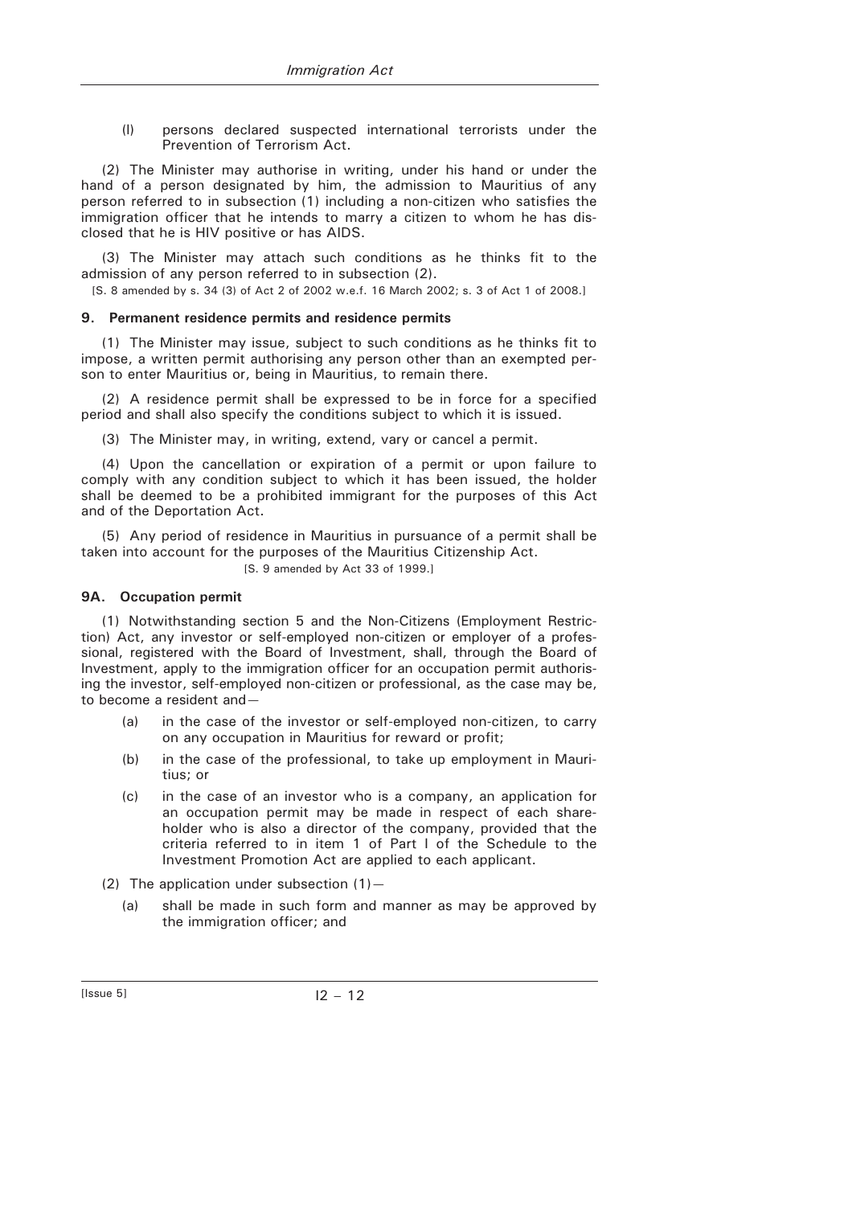(l) persons declared suspected international terrorists under the Prevention of Terrorism Act.

(2) The Minister may authorise in writing, under his hand or under the hand of a person designated by him, the admission to Mauritius of any person referred to in subsection (1) including a non-citizen who satisfies the immigration officer that he intends to marry a citizen to whom he has disclosed that he is HIV positive or has AIDS.

(3) The Minister may attach such conditions as he thinks fit to the admission of any person referred to in subsection (2).

[S. 8 amended by s. 34 (3) of Act 2 of 2002 w.e.f. 16 March 2002; s. 3 of Act 1 of 2008.]

### 9. Permanent residence permits and residence permits

(1) The Minister may issue, subject to such conditions as he thinks fit to impose, a written permit authorising any person other than an exempted person to enter Mauritius or, being in Mauritius, to remain there.

(2) A residence permit shall be expressed to be in force for a specified period and shall also specify the conditions subject to which it is issued.

(3) The Minister may, in writing, extend, vary or cancel a permit.

(4) Upon the cancellation or expiration of a permit or upon failure to comply with any condition subject to which it has been issued, the holder shall be deemed to be a prohibited immigrant for the purposes of this Act and of the Deportation Act.

(5) Any period of residence in Mauritius in pursuance of a permit shall be taken into account for the purposes of the Mauritius Citizenship Act.

[S. 9 amended by Act 33 of 1999.]

### 9A. Occupation permit

(1) Notwithstanding section 5 and the Non-Citizens (Employment Restriction) Act, any investor or self-employed non-citizen or employer of a professional, registered with the Board of Investment, shall, through the Board of Investment, apply to the immigration officer for an occupation permit authorising the investor, self-employed non-citizen or professional, as the case may be, to become a resident and—

(a) in the case of the investor or self-employed non-citizen, to carry on any occupation in Mauritius for reward or profit;

(b) in the case of the professional, to take up employment in Mauritius; or

(c) in the case of an investor who is a company, an application for an occupation permit may be made in respect of each shareholder who is also a director of the company, provided that the criteria referred to in item 1 of Part I of the Schedule to the Investment Promotion Act are applied to each applicant.

(2) The application under subsection (1)—

(a) shall be made in such form and manner as may be approved by the immigration officer; and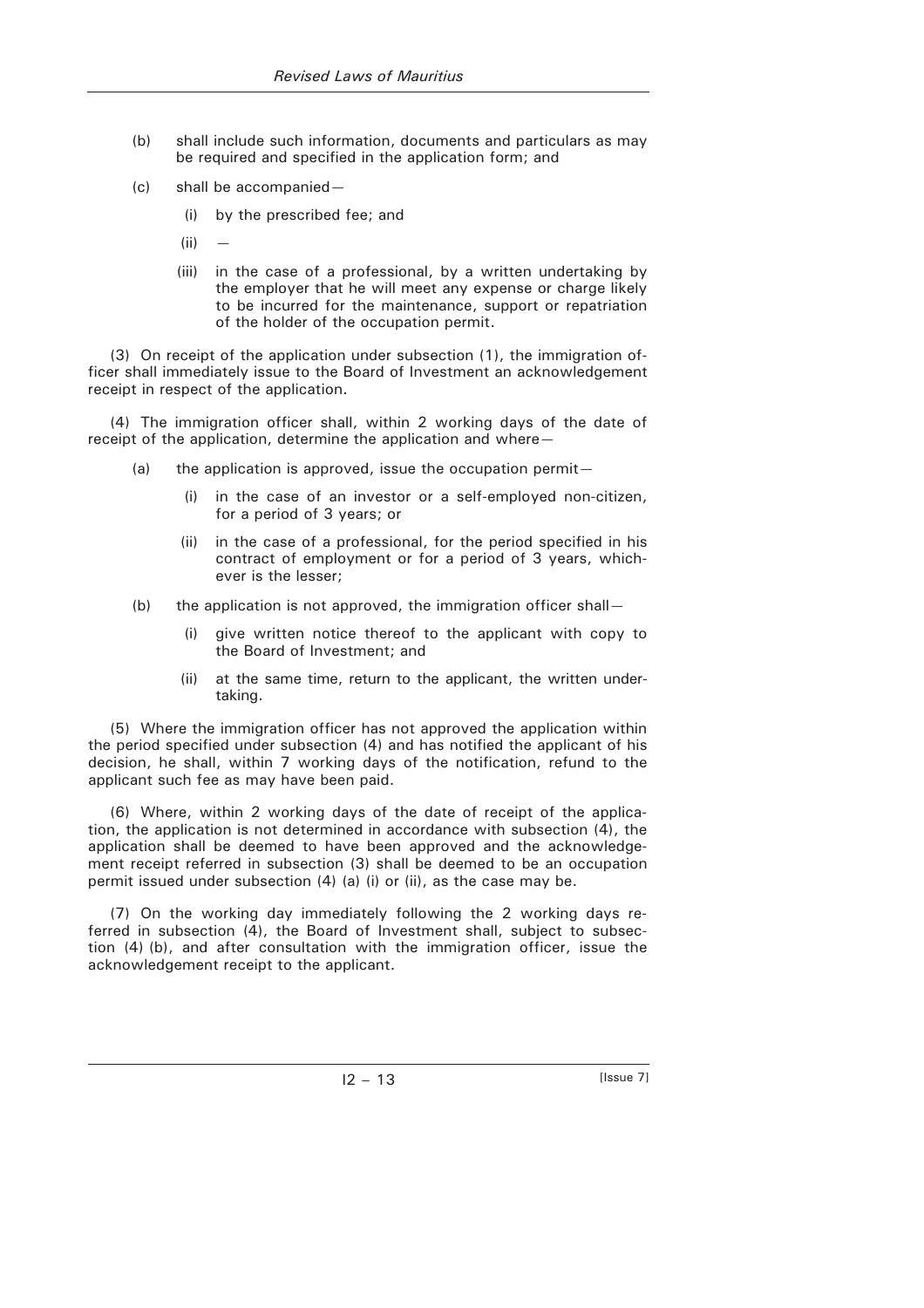(b) shall include such information, documents and particulars as may be required and specified in the application form; and

(c) shall be accompanied—

  (i) by the prescribed fee; and

  (ii) —

  (iii) in the case of a professional, by a written undertaking by the employer that he will meet any expense or charge likely to be incurred for the maintenance, support or repatriation of the holder of the occupation permit.

(3) On receipt of the application under subsection (1), the immigration officer shall immediately issue to the Board of Investment an acknowledgement receipt in respect of the application.

(4) The immigration officer shall, within 2 working days of the date of receipt of the application, determine the application and where—

(a) the application is approved, issue the occupation permit—

  (i) in the case of an investor or a self-employed non-citizen, for a period of 3 years; or

  (ii) in the case of a professional, for the period specified in his contract of employment or for a period of 3 years, whichever is the lesser;

(b) the application is not approved, the immigration officer shall—

  (i) give written notice thereof to the applicant with copy to the Board of Investment; and

  (ii) at the same time, return to the applicant, the written undertaking.

(5) Where the immigration officer has not approved the application within the period specified under subsection (4) and has notified the applicant of his decision, he shall, within 7 working days of the notification, refund to the applicant such fee as may have been paid.

(6) Where, within 2 working days of the date of receipt of the application, the application is not determined in accordance with subsection (4), the application shall be deemed to have been approved and the acknowledgement receipt referred in subsection (3) shall be deemed to be an occupation permit issued under subsection (4) (a) (i) or (ii), as the case may be.

(7) On the working day immediately following the 2 working days referred in subsection (4), the Board of Investment shall, subject to subsection (4) (b), and after consultation with the immigration officer, issue the acknowledgement receipt to the applicant.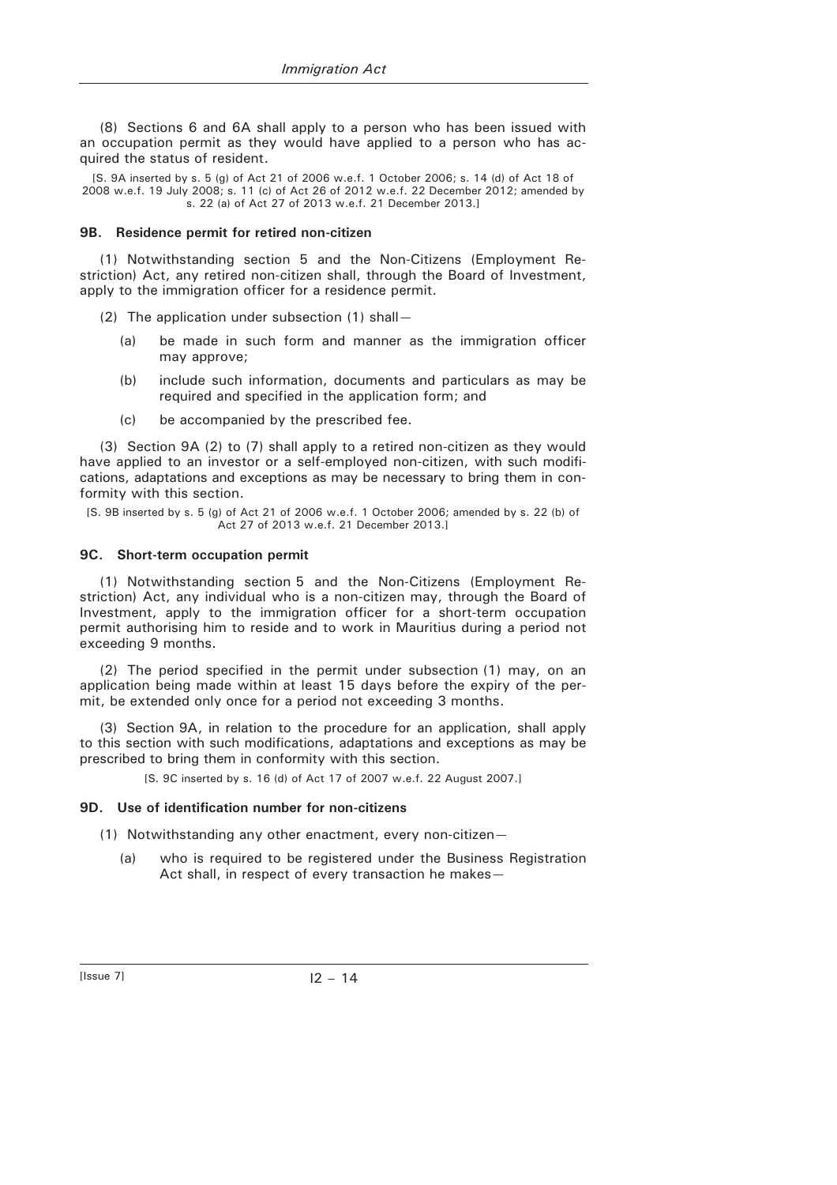(8) Sections 6 and 6A shall apply to a person who has been issued with an occupation permit as they would have applied to a person who has acquired the status of resident.

[S. 9A inserted by s. 5 (g) of Act 21 of 2006 w.e.f. 1 October 2006; s. 14 (d) of Act 18 of 2008 w.e.f. 19 July 2008; s. 11 (c) of Act 26 of 2012 w.e.f. 22 December 2012; amended by s. 22 (a) of Act 27 of 2013 w.e.f. 21 December 2013.]

#### 9B. Residence permit for retired non-citizen

(1) Notwithstanding section 5 and the Non-Citizens (Employment Restriction) Act, any retired non-citizen shall, through the Board of Investment, apply to the immigration officer for a residence permit.

(2) The application under subsection (1) shall—

(a) be made in such form and manner as the immigration officer may approve;

(b) include such information, documents and particulars as may be required and specified in the application form; and

(c) be accompanied by the prescribed fee.

(3) Section 9A (2) to (7) shall apply to a retired non-citizen as they would have applied to an investor or a self-employed non-citizen, with such modifications, adaptations and exceptions as may be necessary to bring them in conformity with this section.

[S. 9B inserted by s. 5 (g) of Act 21 of 2006 w.e.f. 1 October 2006; amended by s. 22 (b) of Act 27 of 2013 w.e.f. 21 December 2013.]

#### 9C. Short-term occupation permit

(1) Notwithstanding section 5 and the Non-Citizens (Employment Restriction) Act, any individual who is a non-citizen may, through the Board of Investment, apply to the immigration officer for a short-term occupation permit authorising him to reside and to work in Mauritius during a period not exceeding 9 months.

(2) The period specified in the permit under subsection (1) may, on an application being made within at least 15 days before the expiry of the permit, be extended only once for a period not exceeding 3 months.

(3) Section 9A, in relation to the procedure for an application, shall apply to this section with such modifications, adaptations and exceptions as may be prescribed to bring them in conformity with this section.

[S. 9C inserted by s. 16 (d) of Act 17 of 2007 w.e.f. 22 August 2007.]

#### 9D. Use of identification number for non-citizens

(1) Notwithstanding any other enactment, every non-citizen—

(a) who is required to be registered under the Business Registration Act shall, in respect of every transaction he makes—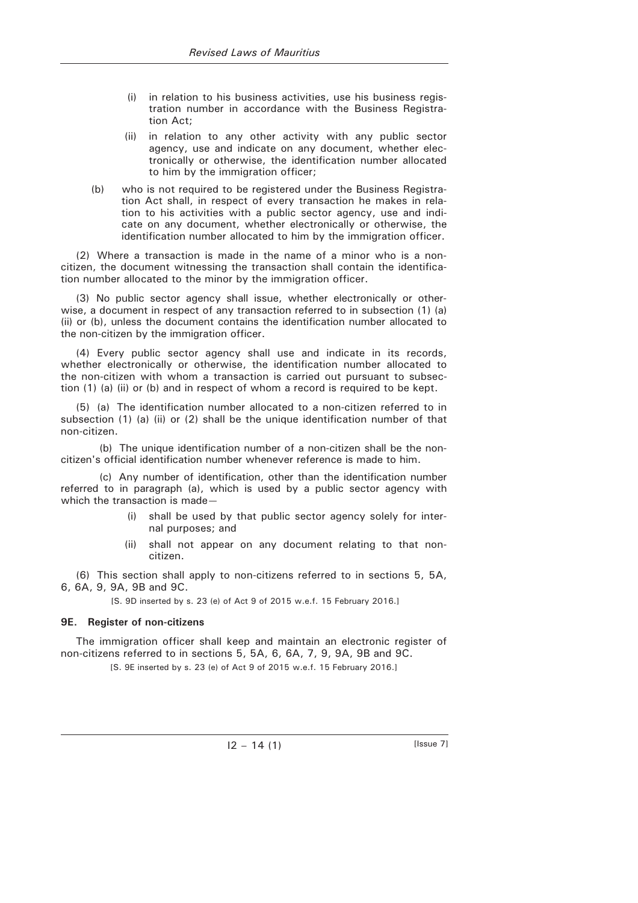(i) in relation to his business activities, use his business registration number in accordance with the Business Registration Act;

(ii) in relation to any other activity with any public sector agency, use and indicate on any document, whether electronically or otherwise, the identification number allocated to him by the immigration officer;

(b) who is not required to be registered under the Business Registration Act shall, in respect of every transaction he makes in relation to his activities with a public sector agency, use and indicate on any document, whether electronically or otherwise, the identification number allocated to him by the immigration officer.

(2) Where a transaction is made in the name of a minor who is a non-citizen, the document witnessing the transaction shall contain the identification number allocated to the minor by the immigration officer.

(3) No public sector agency shall issue, whether electronically or otherwise, a document in respect of any transaction referred to in subsection (1) (a) (ii) or (b), unless the document contains the identification number allocated to the non-citizen by the immigration officer.

(4) Every public sector agency shall use and indicate in its records, whether electronically or otherwise, the identification number allocated to the non-citizen with whom a transaction is carried out pursuant to subsection (1) (a) (ii) or (b) and in respect of whom a record is required to be kept.

(5) (a) The identification number allocated to a non-citizen referred to in subsection (1) (a) (ii) or (2) shall be the unique identification number of that non-citizen.

(b) The unique identification number of a non-citizen shall be the non-citizen's official identification number whenever reference is made to him.

(c) Any number of identification, other than the identification number referred to in paragraph (a), which is used by a public sector agency with which the transaction is made—

(i) shall be used by that public sector agency solely for internal purposes; and

(ii) shall not appear on any document relating to that non-citizen.

(6) This section shall apply to non-citizens referred to in sections 5, 5A, 6, 6A, 9, 9A, 9B and 9C.

[S. 9D inserted by s. 23 (e) of Act 9 of 2015 w.e.f. 15 February 2016.]

**9E. Register of non-citizens**

The immigration officer shall keep and maintain an electronic register of non-citizens referred to in sections 5, 5A, 6, 6A, 7, 9, 9A, 9B and 9C.

[S. 9E inserted by s. 23 (e) of Act 9 of 2015 w.e.f. 15 February 2016.]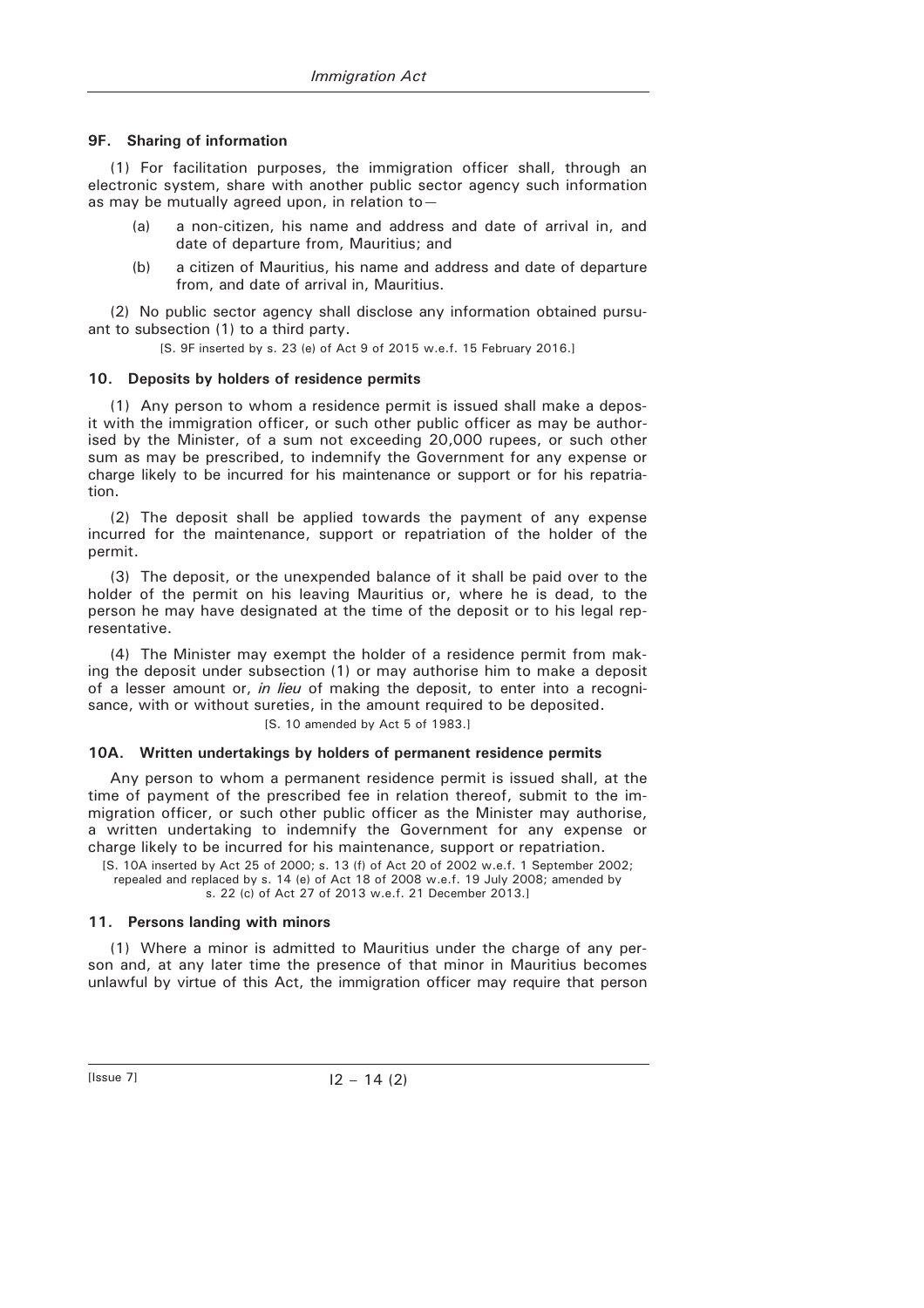### 9F. Sharing of information

(1) For facilitation purposes, the immigration officer shall, through an electronic system, share with another public sector agency such information as may be mutually agreed upon, in relation to—

(a) a non-citizen, his name and address and date of arrival in, and date of departure from, Mauritius; and

(b) a citizen of Mauritius, his name and address and date of departure from, and date of arrival in, Mauritius.

(2) No public sector agency shall disclose any information obtained pursuant to subsection (1) to a third party.

[S. 9F inserted by s. 23 (e) of Act 9 of 2015 w.e.f. 15 February 2016.]

### 10. Deposits by holders of residence permits

(1) Any person to whom a residence permit is issued shall make a deposit with the immigration officer, or such other public officer as may be authorised by the Minister, of a sum not exceeding 20,000 rupees, or such other sum as may be prescribed, to indemnify the Government for any expense or charge likely to be incurred for his maintenance or support or for his repatriation.

(2) The deposit shall be applied towards the payment of any expense incurred for the maintenance, support or repatriation of the holder of the permit.

(3) The deposit, or the unexpended balance of it shall be paid over to the holder of the permit on his leaving Mauritius or, where he is dead, to the person he may have designated at the time of the deposit or to his legal representative.

(4) The Minister may exempt the holder of a residence permit from making the deposit under subsection (1) or may authorise him to make a deposit of a lesser amount or, *in lieu* of making the deposit, to enter into a recognisance, with or without sureties, in the amount required to be deposited.

[S. 10 amended by Act 5 of 1983.]

### 10A. Written undertakings by holders of permanent residence permits

Any person to whom a permanent residence permit is issued shall, at the time of payment of the prescribed fee in relation thereof, submit to the immigration officer, or such other public officer as the Minister may authorise, a written undertaking to indemnify the Government for any expense or charge likely to be incurred for his maintenance, support or repatriation.

[S. 10A inserted by Act 25 of 2000; s. 13 (f) of Act 20 of 2002 w.e.f. 1 September 2002; repealed and replaced by s. 14 (e) of Act 18 of 2008 w.e.f. 19 July 2008; amended by s. 22 (c) of Act 27 of 2013 w.e.f. 21 December 2013.]

### 11. Persons landing with minors

(1) Where a minor is admitted to Mauritius under the charge of any person and, at any later time the presence of that minor in Mauritius becomes unlawful by virtue of this Act, the immigration officer may require that person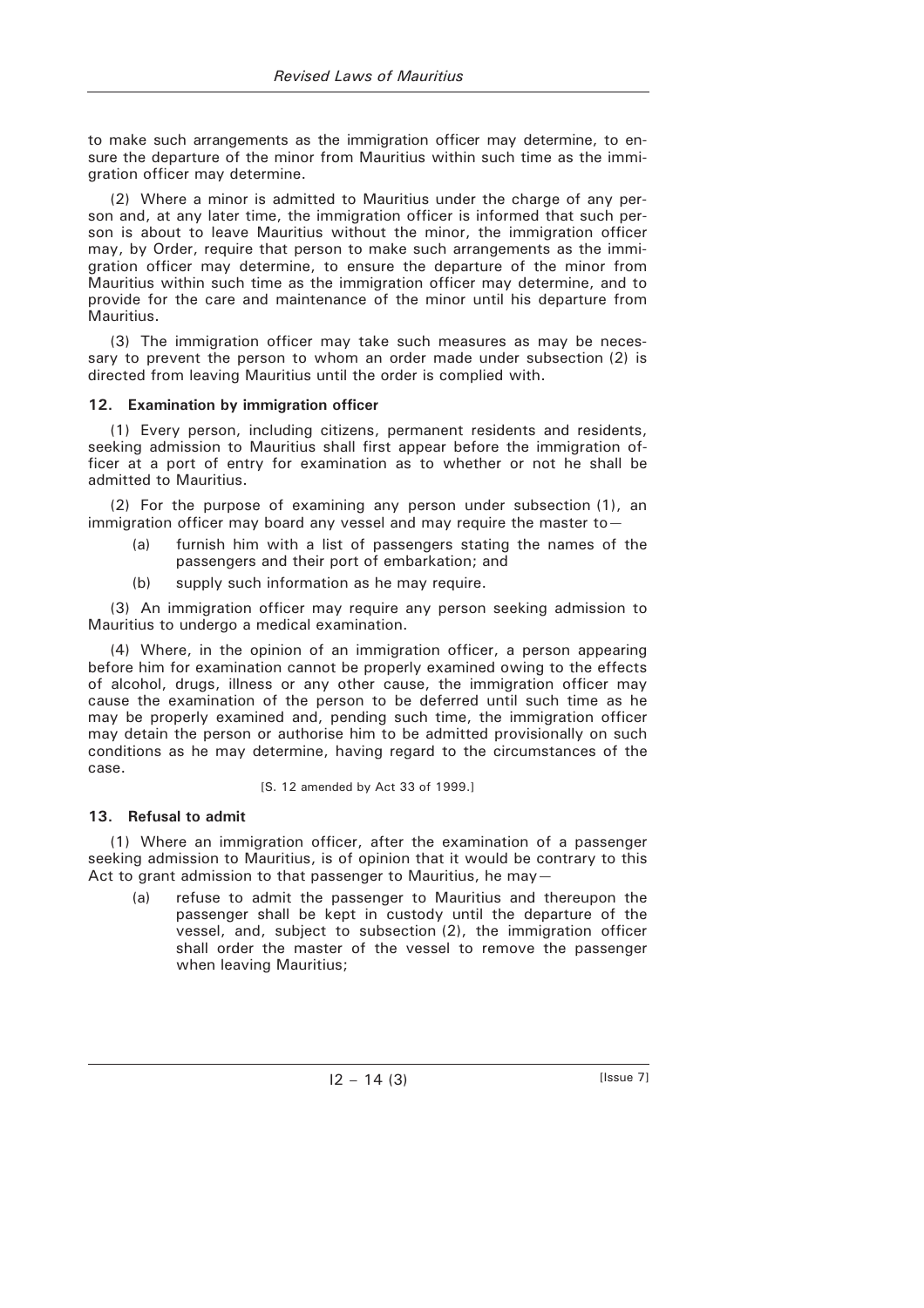to make such arrangements as the immigration officer may determine, to ensure the departure of the minor from Mauritius within such time as the immigration officer may determine.

(2) Where a minor is admitted to Mauritius under the charge of any person and, at any later time, the immigration officer is informed that such person is about to leave Mauritius without the minor, the immigration officer may, by Order, require that person to make such arrangements as the immigration officer may determine, to ensure the departure of the minor from Mauritius within such time as the immigration officer may determine, and to provide for the care and maintenance of the minor until his departure from Mauritius.

(3) The immigration officer may take such measures as may be necessary to prevent the person to whom an order made under subsection (2) is directed from leaving Mauritius until the order is complied with.

**12. Examination by immigration officer**

(1) Every person, including citizens, permanent residents and residents, seeking admission to Mauritius shall first appear before the immigration officer at a port of entry for examination as to whether or not he shall be admitted to Mauritius.

(2) For the purpose of examining any person under subsection (1), an immigration officer may board any vessel and may require the master to—

- (a) furnish him with a list of passengers stating the names of the passengers and their port of embarkation; and
- (b) supply such information as he may require.

(3) An immigration officer may require any person seeking admission to Mauritius to undergo a medical examination.

(4) Where, in the opinion of an immigration officer, a person appearing before him for examination cannot be properly examined owing to the effects of alcohol, drugs, illness or any other cause, the immigration officer may cause the examination of the person to be deferred until such time as he may be properly examined and, pending such time, the immigration officer may detain the person or authorise him to be admitted provisionally on such conditions as he may determine, having regard to the circumstances of the case.

[S. 12 amended by Act 33 of 1999.]

**13. Refusal to admit**

(1) Where an immigration officer, after the examination of a passenger seeking admission to Mauritius, is of opinion that it would be contrary to this Act to grant admission to that passenger to Mauritius, he may—

- (a) refuse to admit the passenger to Mauritius and thereupon the passenger shall be kept in custody until the departure of the vessel, and, subject to subsection (2), the immigration officer shall order the master of the vessel to remove the passenger when leaving Mauritius;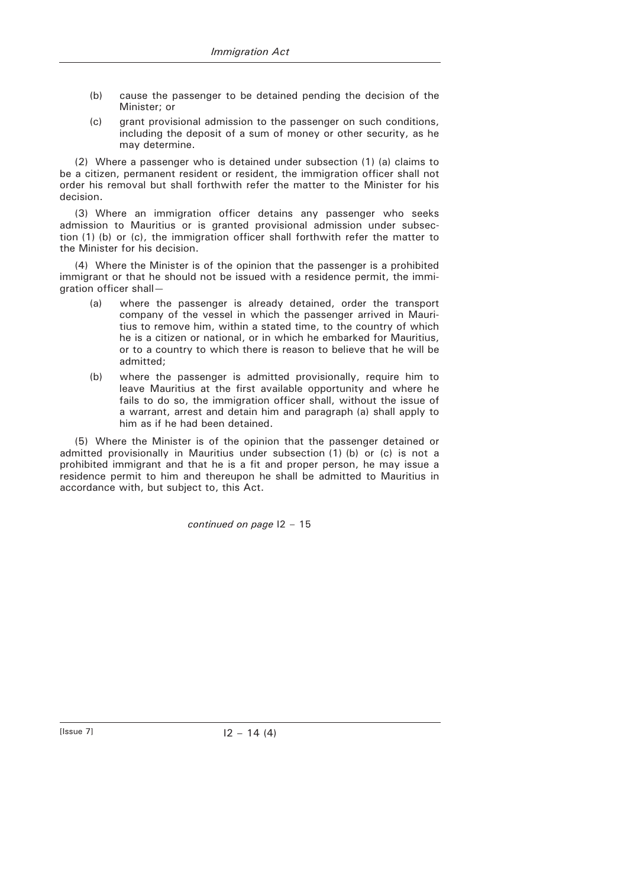(b) cause the passenger to be detained pending the decision of the Minister; or

(c) grant provisional admission to the passenger on such conditions, including the deposit of a sum of money or other security, as he may determine.

(2) Where a passenger who is detained under subsection (1) (a) claims to be a citizen, permanent resident or resident, the immigration officer shall not order his removal but shall forthwith refer the matter to the Minister for his decision.

(3) Where an immigration officer detains any passenger who seeks admission to Mauritius or is granted provisional admission under subsection (1) (b) or (c), the immigration officer shall forthwith refer the matter to the Minister for his decision.

(4) Where the Minister is of the opinion that the passenger is a prohibited immigrant or that he should not be issued with a residence permit, the immigration officer shall—

(a) where the passenger is already detained, order the transport company of the vessel in which the passenger arrived in Mauritius to remove him, within a stated time, to the country of which he is a citizen or national, or in which he embarked for Mauritius, or to a country to which there is reason to believe that he will be admitted;

(b) where the passenger is admitted provisionally, require him to leave Mauritius at the first available opportunity and where he fails to do so, the immigration officer shall, without the issue of a warrant, arrest and detain him and paragraph (a) shall apply to him as if he had been detained.

(5) Where the Minister is of the opinion that the passenger detained or admitted provisionally in Mauritius under subsection (1) (b) or (c) is not a prohibited immigrant and that he is a fit and proper person, he may issue a residence permit to him and thereupon he shall be admitted to Mauritius in accordance with, but subject to, this Act.

*continued on page I2 – 15*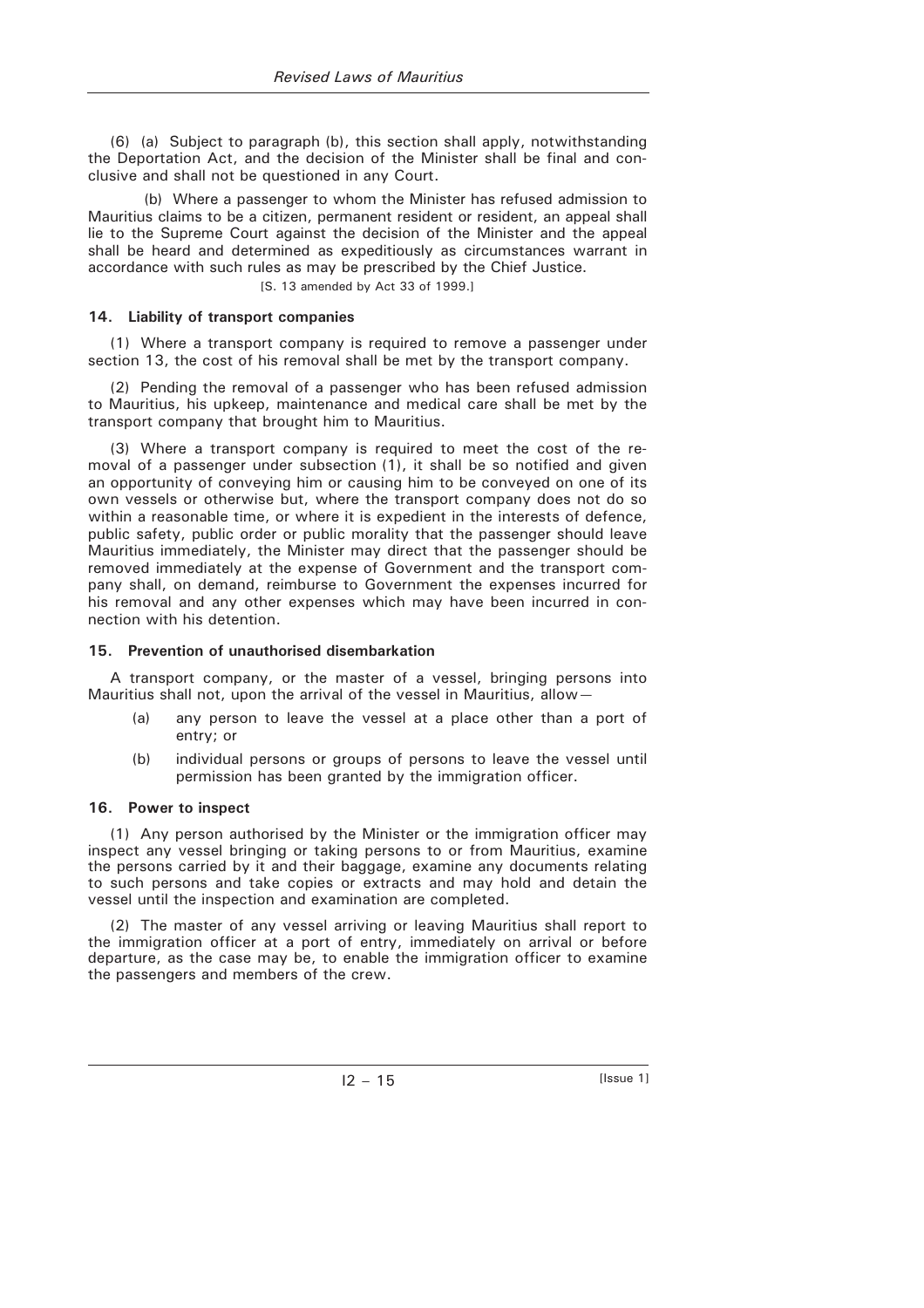(6) (a) Subject to paragraph (b), this section shall apply, notwithstanding the Deportation Act, and the decision of the Minister shall be final and conclusive and shall not be questioned in any Court.

(b) Where a passenger to whom the Minister has refused admission to Mauritius claims to be a citizen, permanent resident or resident, an appeal shall lie to the Supreme Court against the decision of the Minister and the appeal shall be heard and determined as expeditiously as circumstances warrant in accordance with such rules as may be prescribed by the Chief Justice.

[S. 13 amended by Act 33 of 1999.]

**14. Liability of transport companies**

(1) Where a transport company is required to remove a passenger under section 13, the cost of his removal shall be met by the transport company.

(2) Pending the removal of a passenger who has been refused admission to Mauritius, his upkeep, maintenance and medical care shall be met by the transport company that brought him to Mauritius.

(3) Where a transport company is required to meet the cost of the removal of a passenger under subsection (1), it shall be so notified and given an opportunity of conveying him or causing him to be conveyed on one of its own vessels or otherwise but, where the transport company does not do so within a reasonable time, or where it is expedient in the interests of defence, public safety, public order or public morality that the passenger should leave Mauritius immediately, the Minister may direct that the passenger should be removed immediately at the expense of Government and the transport company shall, on demand, reimburse to Government the expenses incurred for his removal and any other expenses which may have been incurred in connection with his detention.

**15. Prevention of unauthorised disembarkation**

A transport company, or the master of a vessel, bringing persons into Mauritius shall not, upon the arrival of the vessel in Mauritius, allow—

(a) any person to leave the vessel at a place other than a port of entry; or

(b) individual persons or groups of persons to leave the vessel until permission has been granted by the immigration officer.

**16. Power to inspect**

(1) Any person authorised by the Minister or the immigration officer may inspect any vessel bringing or taking persons to or from Mauritius, examine the persons carried by it and their baggage, examine any documents relating to such persons and take copies or extracts and may hold and detain the vessel until the inspection and examination are completed.

(2) The master of any vessel arriving or leaving Mauritius shall report to the immigration officer at a port of entry, immediately on arrival or before departure, as the case may be, to enable the immigration officer to examine the passengers and members of the crew.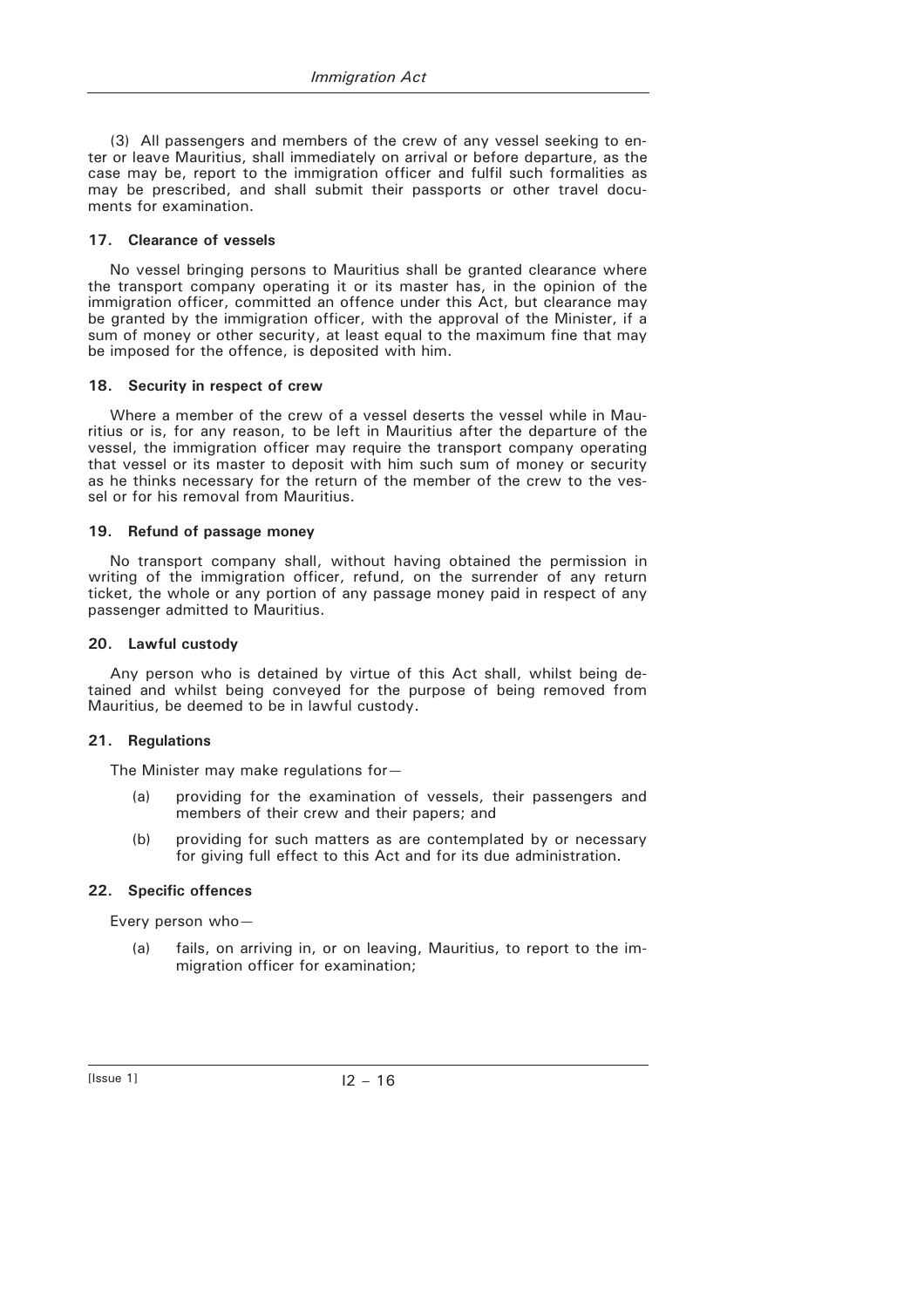(3) All passengers and members of the crew of any vessel seeking to enter or leave Mauritius, shall immediately on arrival or before departure, as the case may be, report to the immigration officer and fulfil such formalities as may be prescribed, and shall submit their passports or other travel documents for examination.

**17. Clearance of vessels**

No vessel bringing persons to Mauritius shall be granted clearance where the transport company operating it or its master has, in the opinion of the immigration officer, committed an offence under this Act, but clearance may be granted by the immigration officer, with the approval of the Minister, if a sum of money or other security, at least equal to the maximum fine that may be imposed for the offence, is deposited with him.

**18. Security in respect of crew**

Where a member of the crew of a vessel deserts the vessel while in Mauritius or is, for any reason, to be left in Mauritius after the departure of the vessel, the immigration officer may require the transport company operating that vessel or its master to deposit with him such sum of money or security as he thinks necessary for the return of the member of the crew to the vessel or for his removal from Mauritius.

**19. Refund of passage money**

No transport company shall, without having obtained the permission in writing of the immigration officer, refund, on the surrender of any return ticket, the whole or any portion of any passage money paid in respect of any passenger admitted to Mauritius.

**20. Lawful custody**

Any person who is detained by virtue of this Act shall, whilst being detained and whilst being conveyed for the purpose of being removed from Mauritius, be deemed to be in lawful custody.

**21. Regulations**

The Minister may make regulations for—

(a) providing for the examination of vessels, their passengers and members of their crew and their papers; and

(b) providing for such matters as are contemplated by or necessary for giving full effect to this Act and for its due administration.

**22. Specific offences**

Every person who—

(a) fails, on arriving in, or on leaving, Mauritius, to report to the immigration officer for examination;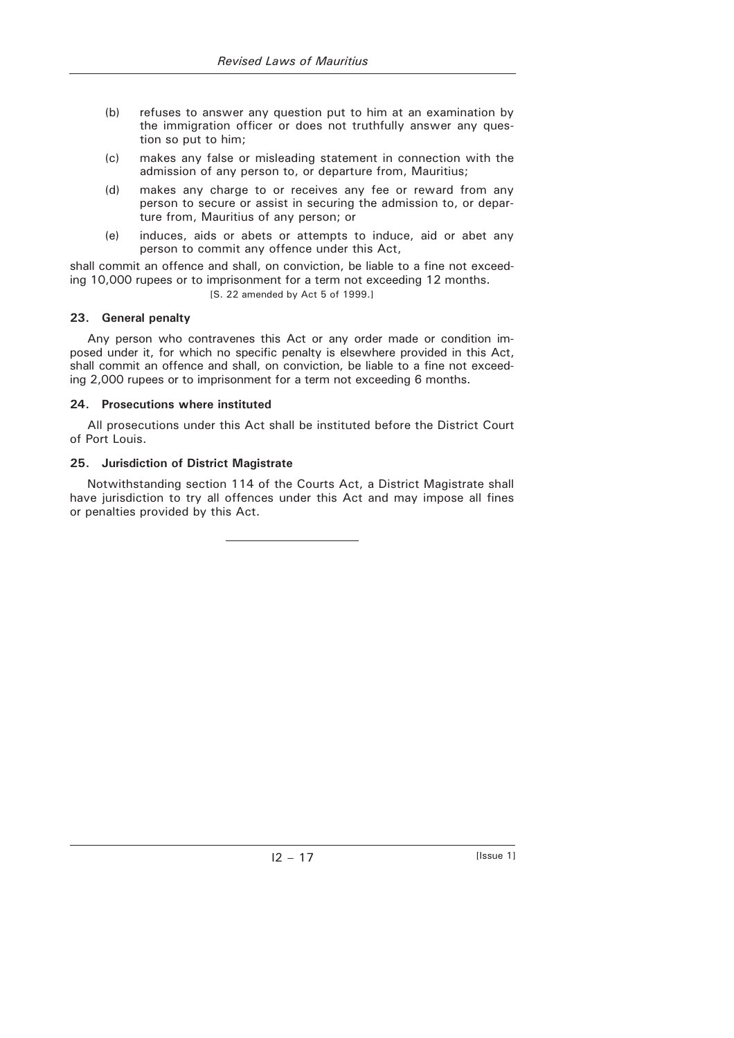(b) refuses to answer any question put to him at an examination by the immigration officer or does not truthfully answer any question so put to him;

(c) makes any false or misleading statement in connection with the admission of any person to, or departure from, Mauritius;

(d) makes any charge to or receives any fee or reward from any person to secure or assist in securing the admission to, or departure from, Mauritius of any person; or

(e) induces, aids or abets or attempts to induce, aid or abet any person to commit any offence under this Act,

shall commit an offence and shall, on conviction, be liable to a fine not exceeding 10,000 rupees or to imprisonment for a term not exceeding 12 months.

[S. 22 amended by Act 5 of 1999.]

### 23. General penalty

Any person who contravenes this Act or any order made or condition imposed under it, for which no specific penalty is elsewhere provided in this Act, shall commit an offence and shall, on conviction, be liable to a fine not exceeding 2,000 rupees or to imprisonment for a term not exceeding 6 months.

### 24. Prosecutions where instituted

All prosecutions under this Act shall be instituted before the District Court of Port Louis.

### 25. Jurisdiction of District Magistrate

Notwithstanding section 114 of the Courts Act, a District Magistrate shall have jurisdiction to try all offences under this Act and may impose all fines or penalties provided by this Act.

---